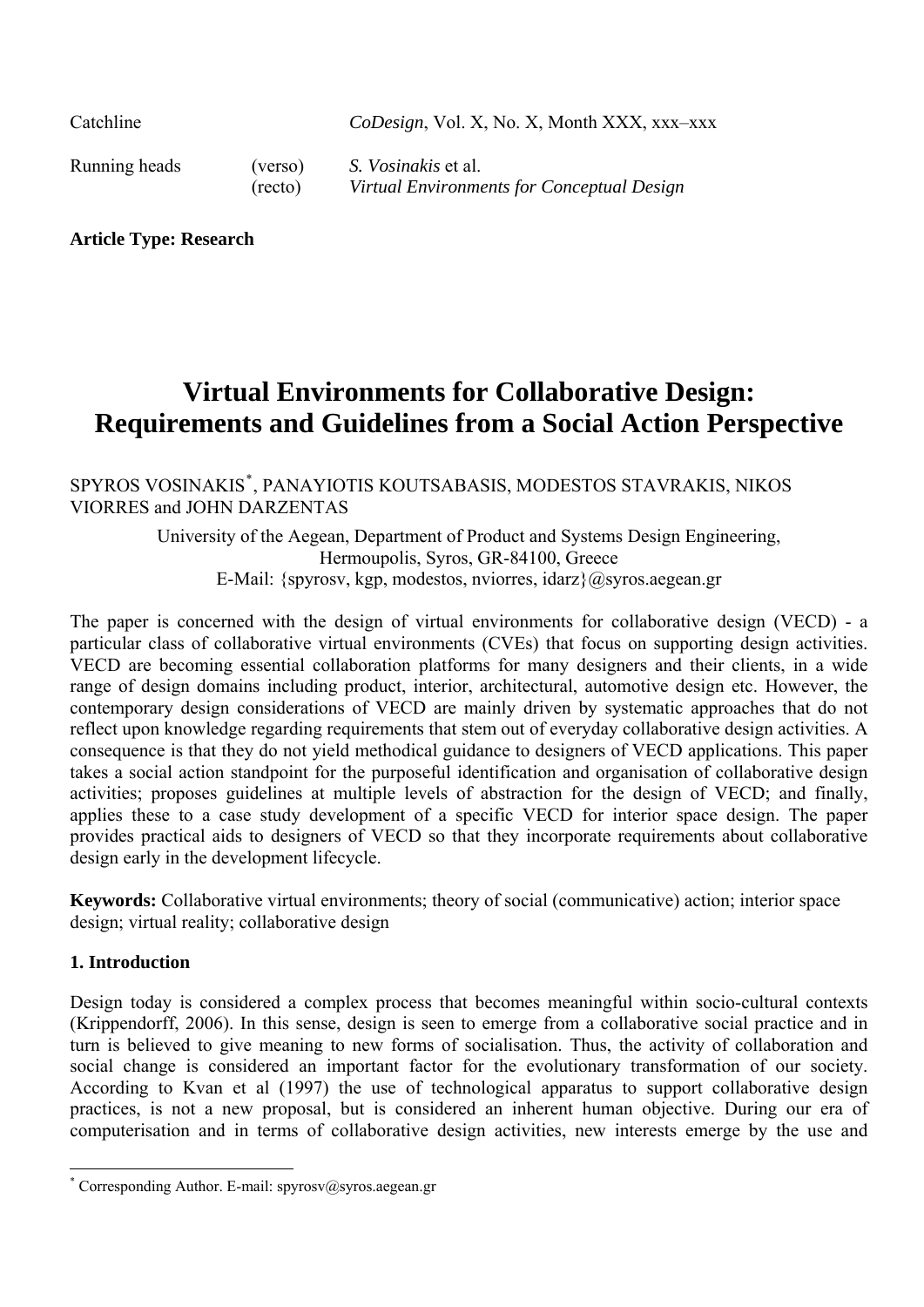Article Type: Research

# Virtual Environments for Collaborative Design: Requirements and Guidelines from a Social Action Perspective

SPYROS VOSINAKIS[*], PANAYIOTIS KOUTSABASIS, MODESTOS STAVRAKIS, NIKOS VIORRES and JOHN DARZENTAS

University of the Aegean, Department of Product and Systems Design Engineering, Hermoupolis, Syros, GR-84100, Greece
E-Mail: {spyrosv, kgp, modestos, nviorres, idarz}@syros.aegean.gr

The paper is concerned with the design of virtual environments for collaborative design (VECD) - a particular class of collaborative virtual environments (CVEs) that focus on supporting design activities. VECD are becoming essential collaboration platforms for many designers and their clients, in a wide range of design domains including product, interior, architectural, automotive design etc. However, the contemporary design considerations of VECD are mainly driven by systematic approaches that do not reflect upon knowledge regarding requirements that stem out of everyday collaborative design activities. A consequence is that they do not yield methodical guidance to designers of VECD applications. This paper takes a social action standpoint for the purposeful identification and organisation of collaborative design activities; proposes guidelines at multiple levels of abstraction for the design of VECD; and finally, applies these to a case study development of a specific VECD for interior space design. The paper provides practical aids to designers of VECD so that they incorporate requirements about collaborative design early in the development lifecycle.

**Keywords:** Collaborative virtual environments; theory of social (communicative) action; interior space design; virtual reality; collaborative design

## 1. Introduction

Design today is considered a complex process that becomes meaningful within socio-cultural contexts (Krippendorff, 2006). In this sense, design is seen to emerge from a collaborative social practice and in turn is believed to give meaning to new forms of socialisation. Thus, the activity of collaboration and social change is considered an important factor for the evolutionary transformation of our society. According to Kvan et al (1997) the use of technological apparatus to support collaborative design practices, is not a new proposal, but is considered an inherent human objective. During our era of computerisation and in terms of collaborative design activities, new interests emerge by the use and

[*] Corresponding Author. E-mail: spyrosv@syros.aegean.gr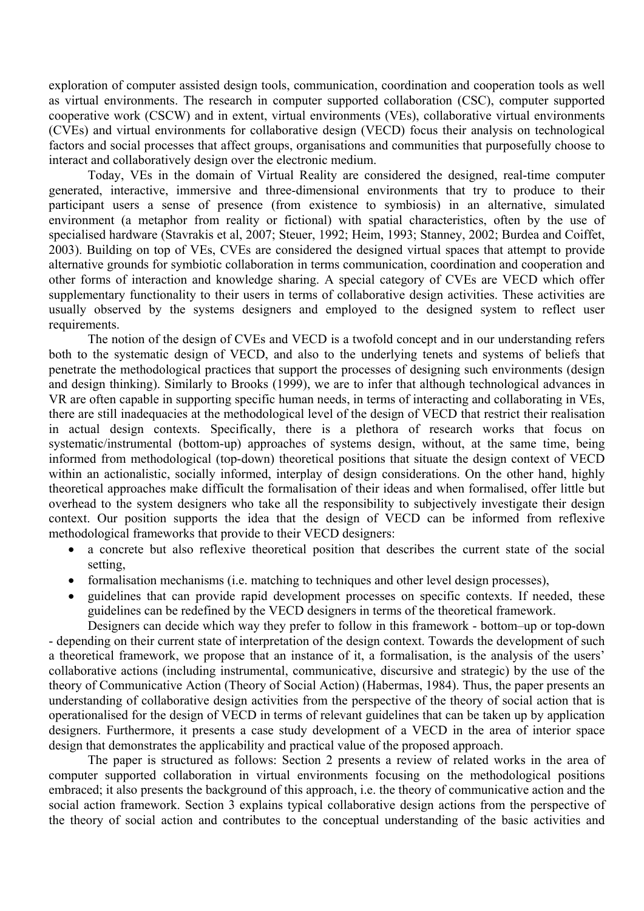exploration of computer assisted design tools, communication, coordination and cooperation tools as well as virtual environments. The research in computer supported collaboration (CSC), computer supported cooperative work (CSCW) and in extent, virtual environments (VEs), collaborative virtual environments (CVEs) and virtual environments for collaborative design (VECD) focus their analysis on technological factors and social processes that affect groups, organisations and communities that purposefully choose to interact and collaboratively design over the electronic medium.

Today, VEs in the domain of Virtual Reality are considered the designed, real-time computer generated, interactive, immersive and three-dimensional environments that try to produce to their participant users a sense of presence (from existence to symbiosis) in an alternative, simulated environment (a metaphor from reality or fictional) with spatial characteristics, often by the use of specialised hardware (Stavrakis et al, 2007; Steuer, 1992; Heim, 1993; Stanney, 2002; Burdea and Coiffet, 2003). Building on top of VEs, CVEs are considered the designed virtual spaces that attempt to provide alternative grounds for symbiotic collaboration in terms communication, coordination and cooperation and other forms of interaction and knowledge sharing. A special category of CVEs are VECD which offer supplementary functionality to their users in terms of collaborative design activities. These activities are usually observed by the systems designers and employed to the designed system to reflect user requirements.

The notion of the design of CVEs and VECD is a twofold concept and in our understanding refers both to the systematic design of VECD, and also to the underlying tenets and systems of beliefs that penetrate the methodological practices that support the processes of designing such environments (design and design thinking). Similarly to Brooks (1999), we are to infer that although technological advances in VR are often capable in supporting specific human needs, in terms of interacting and collaborating in VEs, there are still inadequacies at the methodological level of the design of VECD that restrict their realisation in actual design contexts. Specifically, there is a plethora of research works that focus on systematic/instrumental (bottom-up) approaches of systems design, without, at the same time, being informed from methodological (top-down) theoretical positions that situate the design context of VECD within an actionalistic, socially informed, interplay of design considerations. On the other hand, highly theoretical approaches make difficult the formalisation of their ideas and when formalised, offer little but overhead to the system designers who take all the responsibility to subjectively investigate their design context. Our position supports the idea that the design of VECD can be informed from reflexive methodological frameworks that provide to their VECD designers:

- a concrete but also reflexive theoretical position that describes the current state of the social setting,
- formalisation mechanisms (i.e. matching to techniques and other level design processes),
- guidelines that can provide rapid development processes on specific contexts. If needed, these guidelines can be redefined by the VECD designers in terms of the theoretical framework.

Designers can decide which way they prefer to follow in this framework - bottom–up or top-down - depending on their current state of interpretation of the design context. Towards the development of such a theoretical framework, we propose that an instance of it, a formalisation, is the analysis of the users' collaborative actions (including instrumental, communicative, discursive and strategic) by the use of the theory of Communicative Action (Theory of Social Action) (Habermas, 1984). Thus, the paper presents an understanding of collaborative design activities from the perspective of the theory of social action that is operationalised for the design of VECD in terms of relevant guidelines that can be taken up by application designers. Furthermore, it presents a case study development of a VECD in the area of interior space design that demonstrates the applicability and practical value of the proposed approach.

The paper is structured as follows: Section 2 presents a review of related works in the area of computer supported collaboration in virtual environments focusing on the methodological positions embraced; it also presents the background of this approach, i.e. the theory of communicative action and the social action framework. Section 3 explains typical collaborative design actions from the perspective of the theory of social action and contributes to the conceptual understanding of the basic activities and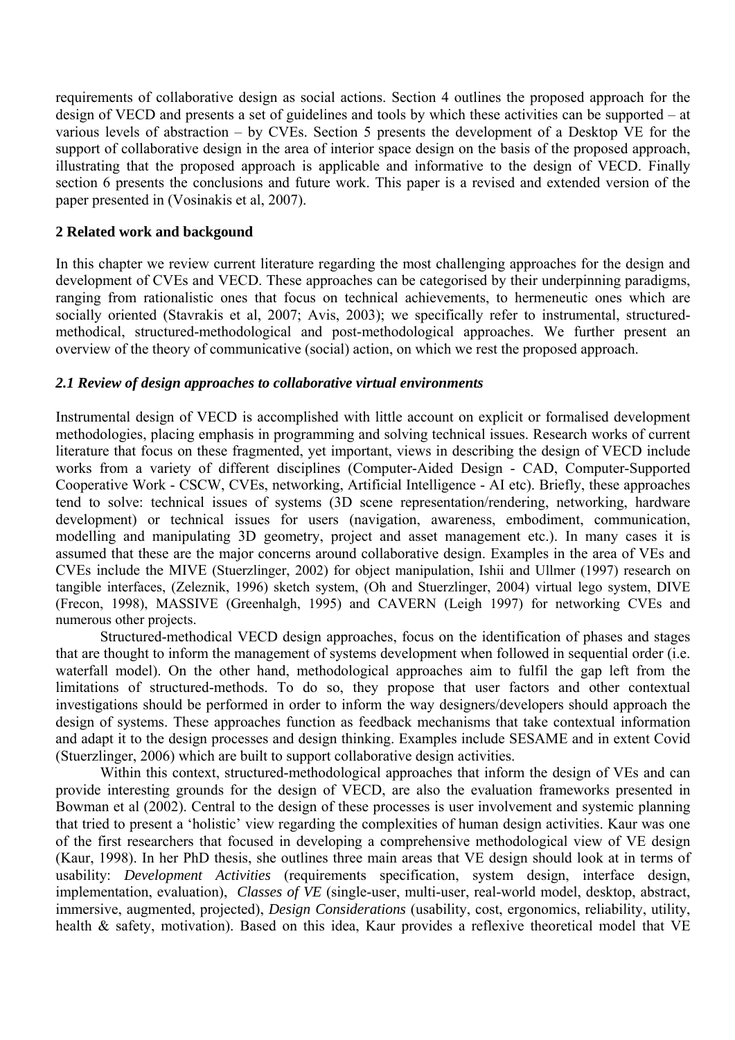requirements of collaborative design as social actions. Section 4 outlines the proposed approach for the design of VECD and presents a set of guidelines and tools by which these activities can be supported – at various levels of abstraction – by CVEs. Section 5 presents the development of a Desktop VE for the support of collaborative design in the area of interior space design on the basis of the proposed approach, illustrating that the proposed approach is applicable and informative to the design of VECD. Finally section 6 presents the conclusions and future work. This paper is a revised and extended version of the paper presented in (Vosinakis et al, 2007).

## 2 Related work and backgound

In this chapter we review current literature regarding the most challenging approaches for the design and development of CVEs and VECD. These approaches can be categorised by their underpinning paradigms, ranging from rationalistic ones that focus on technical achievements, to hermeneutic ones which are socially oriented (Stavrakis et al, 2007; Avis, 2003); we specifically refer to instrumental, structured-methodical, structured-methodological and post-methodological approaches. We further present an overview of the theory of communicative (social) action, on which we rest the proposed approach.

### *2.1 Review of design approaches to collaborative virtual environments*

Instrumental design of VECD is accomplished with little account on explicit or formalised development methodologies, placing emphasis in programming and solving technical issues. Research works of current literature that focus on these fragmented, yet important, views in describing the design of VECD include works from a variety of different disciplines (Computer-Aided Design - CAD, Computer-Supported Cooperative Work - CSCW, CVEs, networking, Artificial Intelligence - AI etc). Briefly, these approaches tend to solve: technical issues of systems (3D scene representation/rendering, networking, hardware development) or technical issues for users (navigation, awareness, embodiment, communication, modelling and manipulating 3D geometry, project and asset management etc.). In many cases it is assumed that these are the major concerns around collaborative design. Examples in the area of VEs and CVEs include the MIVE (Stuerzlinger, 2002) for object manipulation, Ishii and Ullmer (1997) research on tangible interfaces, (Zeleznik, 1996) sketch system, (Oh and Stuerzlinger, 2004) virtual lego system, DIVE (Frecon, 1998), MASSIVE (Greenhalgh, 1995) and CAVERN (Leigh 1997) for networking CVEs and numerous other projects.

Structured-methodical VECD design approaches, focus on the identification of phases and stages that are thought to inform the management of systems development when followed in sequential order (i.e. waterfall model). On the other hand, methodological approaches aim to fulfil the gap left from the limitations of structured-methods. To do so, they propose that user factors and other contextual investigations should be performed in order to inform the way designers/developers should approach the design of systems. These approaches function as feedback mechanisms that take contextual information and adapt it to the design processes and design thinking. Examples include SESAME and in extent Covid (Stuerzlinger, 2006) which are built to support collaborative design activities.

Within this context, structured-methodological approaches that inform the design of VEs and can provide interesting grounds for the design of VECD, are also the evaluation frameworks presented in Bowman et al (2002). Central to the design of these processes is user involvement and systemic planning that tried to present a 'holistic' view regarding the complexities of human design activities. Kaur was one of the first researchers that focused in developing a comprehensive methodological view of VE design (Kaur, 1998). In her PhD thesis, she outlines three main areas that VE design should look at in terms of usability: *Development Activities* (requirements specification, system design, interface design, implementation, evaluation), *Classes of VE* (single-user, multi-user, real-world model, desktop, abstract, immersive, augmented, projected), *Design Considerations* (usability, cost, ergonomics, reliability, utility, health & safety, motivation). Based on this idea, Kaur provides a reflexive theoretical model that VE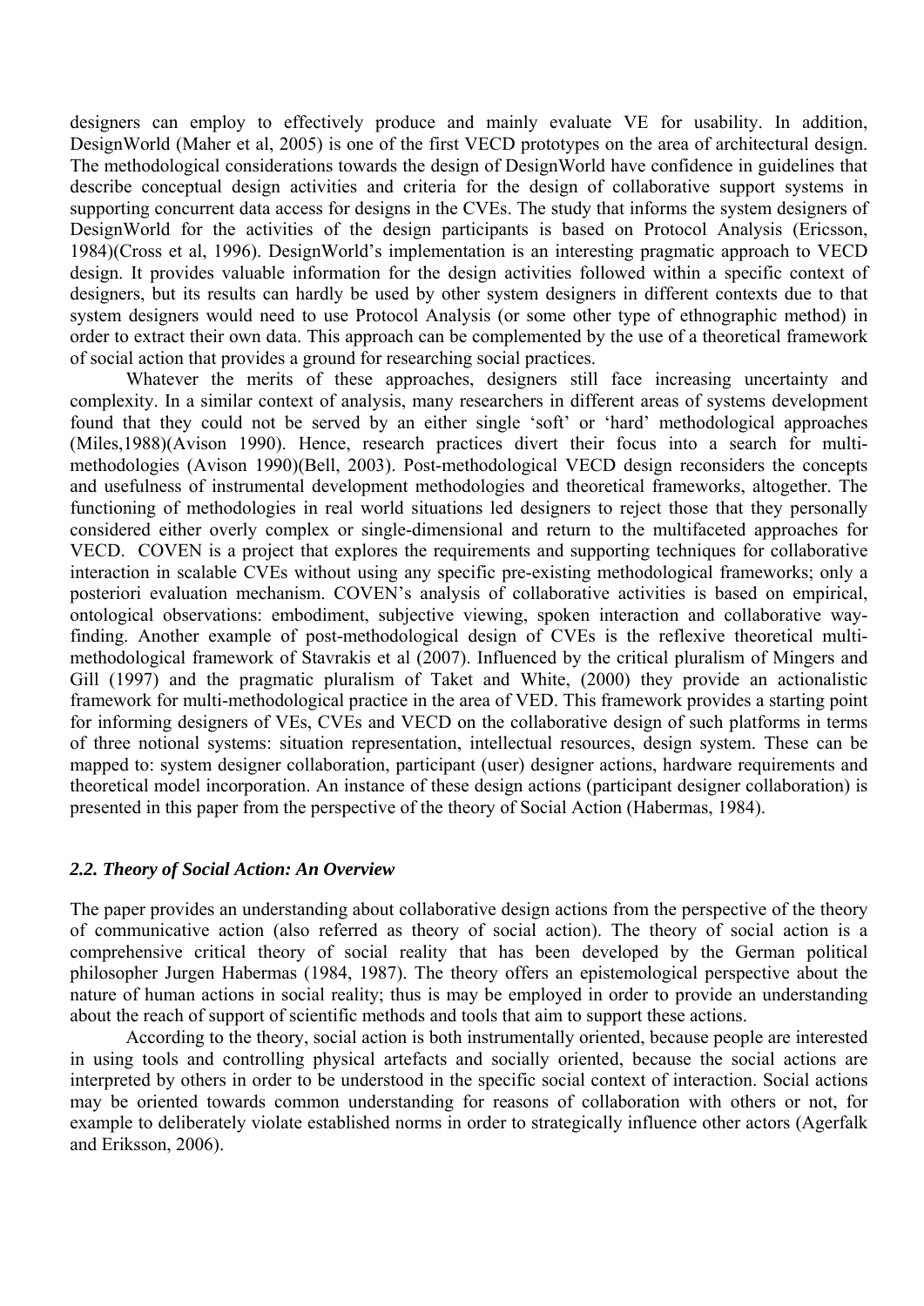designers can employ to effectively produce and mainly evaluate VE for usability. In addition, DesignWorld (Maher et al, 2005) is one of the first VECD prototypes on the area of architectural design. The methodological considerations towards the design of DesignWorld have confidence in guidelines that describe conceptual design activities and criteria for the design of collaborative support systems in supporting concurrent data access for designs in the CVEs. The study that informs the system designers of DesignWorld for the activities of the design participants is based on Protocol Analysis (Ericsson, 1984)(Cross et al, 1996). DesignWorld's implementation is an interesting pragmatic approach to VECD design. It provides valuable information for the design activities followed within a specific context of designers, but its results can hardly be used by other system designers in different contexts due to that system designers would need to use Protocol Analysis (or some other type of ethnographic method) in order to extract their own data. This approach can be complemented by the use of a theoretical framework of social action that provides a ground for researching social practices.

Whatever the merits of these approaches, designers still face increasing uncertainty and complexity. In a similar context of analysis, many researchers in different areas of systems development found that they could not be served by an either single 'soft' or 'hard' methodological approaches (Miles,1988)(Avison 1990). Hence, research practices divert their focus into a search for multi-methodologies (Avison 1990)(Bell, 2003). Post-methodological VECD design reconsiders the concepts and usefulness of instrumental development methodologies and theoretical frameworks, altogether. The functioning of methodologies in real world situations led designers to reject those that they personally considered either overly complex or single-dimensional and return to the multifaceted approaches for VECD. COVEN is a project that explores the requirements and supporting techniques for collaborative interaction in scalable CVEs without using any specific pre-existing methodological frameworks; only a posteriori evaluation mechanism. COVEN's analysis of collaborative activities is based on empirical, ontological observations: embodiment, subjective viewing, spoken interaction and collaborative way-finding. Another example of post-methodological design of CVEs is the reflexive theoretical multi-methodological framework of Stavrakis et al (2007). Influenced by the critical pluralism of Mingers and Gill (1997) and the pragmatic pluralism of Taket and White, (2000) they provide an actionalistic framework for multi-methodological practice in the area of VED. This framework provides a starting point for informing designers of VEs, CVEs and VECD on the collaborative design of such platforms in terms of three notional systems: situation representation, intellectual resources, design system. These can be mapped to: system designer collaboration, participant (user) designer actions, hardware requirements and theoretical model incorporation. An instance of these design actions (participant designer collaboration) is presented in this paper from the perspective of the theory of Social Action (Habermas, 1984).

### *2.2. Theory of Social Action: An Overview*

The paper provides an understanding about collaborative design actions from the perspective of the theory of communicative action (also referred as theory of social action). The theory of social action is a comprehensive critical theory of social reality that has been developed by the German political philosopher Jurgen Habermas (1984, 1987). The theory offers an epistemological perspective about the nature of human actions in social reality; thus is may be employed in order to provide an understanding about the reach of support of scientific methods and tools that aim to support these actions.

According to the theory, social action is both instrumentally oriented, because people are interested in using tools and controlling physical artefacts and socially oriented, because the social actions are interpreted by others in order to be understood in the specific social context of interaction. Social actions may be oriented towards common understanding for reasons of collaboration with others or not, for example to deliberately violate established norms in order to strategically influence other actors (Agerfalk and Eriksson, 2006).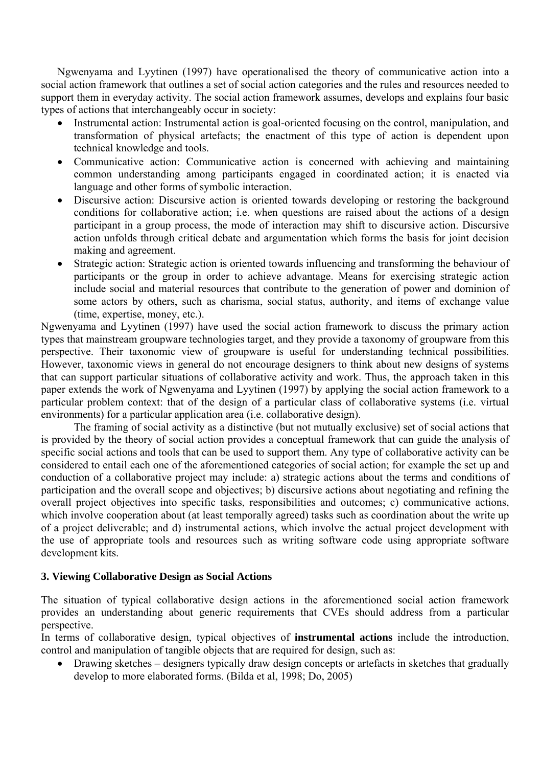Ngwenyama and Lyytinen (1997) have operationalised the theory of communicative action into a social action framework that outlines a set of social action categories and the rules and resources needed to support them in everyday activity. The social action framework assumes, develops and explains four basic types of actions that interchangeably occur in society:

- Instrumental action: Instrumental action is goal-oriented focusing on the control, manipulation, and transformation of physical artefacts; the enactment of this type of action is dependent upon technical knowledge and tools.
- Communicative action: Communicative action is concerned with achieving and maintaining common understanding among participants engaged in coordinated action; it is enacted via language and other forms of symbolic interaction.
- Discursive action: Discursive action is oriented towards developing or restoring the background conditions for collaborative action; i.e. when questions are raised about the actions of a design participant in a group process, the mode of interaction may shift to discursive action. Discursive action unfolds through critical debate and argumentation which forms the basis for joint decision making and agreement.
- Strategic action: Strategic action is oriented towards influencing and transforming the behaviour of participants or the group in order to achieve advantage. Means for exercising strategic action include social and material resources that contribute to the generation of power and dominion of some actors by others, such as charisma, social status, authority, and items of exchange value (time, expertise, money, etc.).

Ngwenyama and Lyytinen (1997) have used the social action framework to discuss the primary action types that mainstream groupware technologies target, and they provide a taxonomy of groupware from this perspective. Their taxonomic view of groupware is useful for understanding technical possibilities. However, taxonomic views in general do not encourage designers to think about new designs of systems that can support particular situations of collaborative activity and work. Thus, the approach taken in this paper extends the work of Ngwenyama and Lyytinen (1997) by applying the social action framework to a particular problem context: that of the design of a particular class of collaborative systems (i.e. virtual environments) for a particular application area (i.e. collaborative design).

The framing of social activity as a distinctive (but not mutually exclusive) set of social actions that is provided by the theory of social action provides a conceptual framework that can guide the analysis of specific social actions and tools that can be used to support them. Any type of collaborative activity can be considered to entail each one of the aforementioned categories of social action; for example the set up and conduction of a collaborative project may include: a) strategic actions about the terms and conditions of participation and the overall scope and objectives; b) discursive actions about negotiating and refining the overall project objectives into specific tasks, responsibilities and outcomes; c) communicative actions, which involve cooperation about (at least temporally agreed) tasks such as coordination about the write up of a project deliverable; and d) instrumental actions, which involve the actual project development with the use of appropriate tools and resources such as writing software code using appropriate software development kits.

### 3. Viewing Collaborative Design as Social Actions

The situation of typical collaborative design actions in the aforementioned social action framework provides an understanding about generic requirements that CVEs should address from a particular perspective.

In terms of collaborative design, typical objectives of **instrumental actions** include the introduction, control and manipulation of tangible objects that are required for design, such as:

- Drawing sketches – designers typically draw design concepts or artefacts in sketches that gradually develop to more elaborated forms. (Bilda et al, 1998; Do, 2005)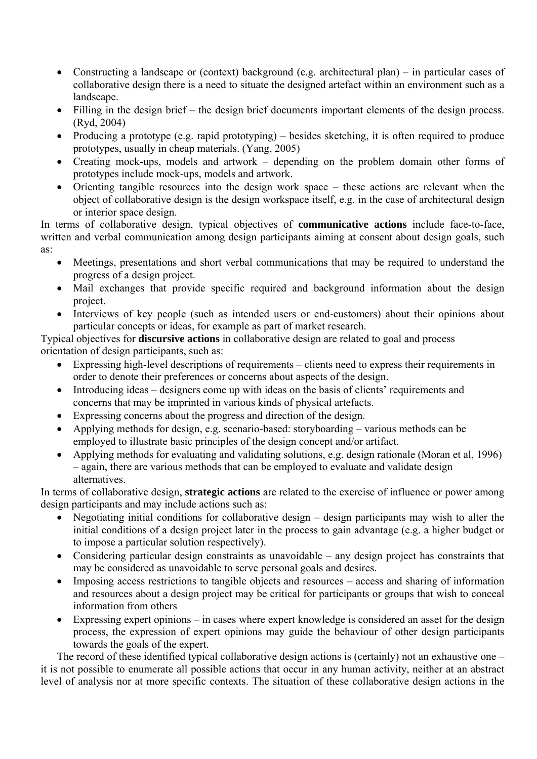- Constructing a landscape or (context) background (e.g. architectural plan) – in particular cases of collaborative design there is a need to situate the designed artefact within an environment such as a landscape.
- Filling in the design brief – the design brief documents important elements of the design process. (Ryd, 2004)
- Producing a prototype (e.g. rapid prototyping) – besides sketching, it is often required to produce prototypes, usually in cheap materials. (Yang, 2005)
- Creating mock-ups, models and artwork – depending on the problem domain other forms of prototypes include mock-ups, models and artwork.
- Orienting tangible resources into the design work space – these actions are relevant when the object of collaborative design is the design workspace itself, e.g. in the case of architectural design or interior space design.

In terms of collaborative design, typical objectives of **communicative actions** include face-to-face, written and verbal communication among design participants aiming at consent about design goals, such as:

- Meetings, presentations and short verbal communications that may be required to understand the progress of a design project.
- Mail exchanges that provide specific required and background information about the design project.
- Interviews of key people (such as intended users or end-customers) about their opinions about particular concepts or ideas, for example as part of market research.

Typical objectives for **discursive actions** in collaborative design are related to goal and process orientation of design participants, such as:

- Expressing high-level descriptions of requirements – clients need to express their requirements in order to denote their preferences or concerns about aspects of the design.
- Introducing ideas – designers come up with ideas on the basis of clients' requirements and concerns that may be imprinted in various kinds of physical artefacts.
- Expressing concerns about the progress and direction of the design.
- Applying methods for design, e.g. scenario-based: storyboarding – various methods can be employed to illustrate basic principles of the design concept and/or artifact.
- Applying methods for evaluating and validating solutions, e.g. design rationale (Moran et al, 1996) – again, there are various methods that can be employed to evaluate and validate design alternatives.

In terms of collaborative design, **strategic actions** are related to the exercise of influence or power among design participants and may include actions such as:

- Negotiating initial conditions for collaborative design – design participants may wish to alter the initial conditions of a design project later in the process to gain advantage (e.g. a higher budget or to impose a particular solution respectively).
- Considering particular design constraints as unavoidable – any design project has constraints that may be considered as unavoidable to serve personal goals and desires.
- Imposing access restrictions to tangible objects and resources – access and sharing of information and resources about a design project may be critical for participants or groups that wish to conceal information from others
- Expressing expert opinions – in cases where expert knowledge is considered an asset for the design process, the expression of expert opinions may guide the behaviour of other design participants towards the goals of the expert.

The record of these identified typical collaborative design actions is (certainly) not an exhaustive one – it is not possible to enumerate all possible actions that occur in any human activity, neither at an abstract level of analysis nor at more specific contexts. The situation of these collaborative design actions in the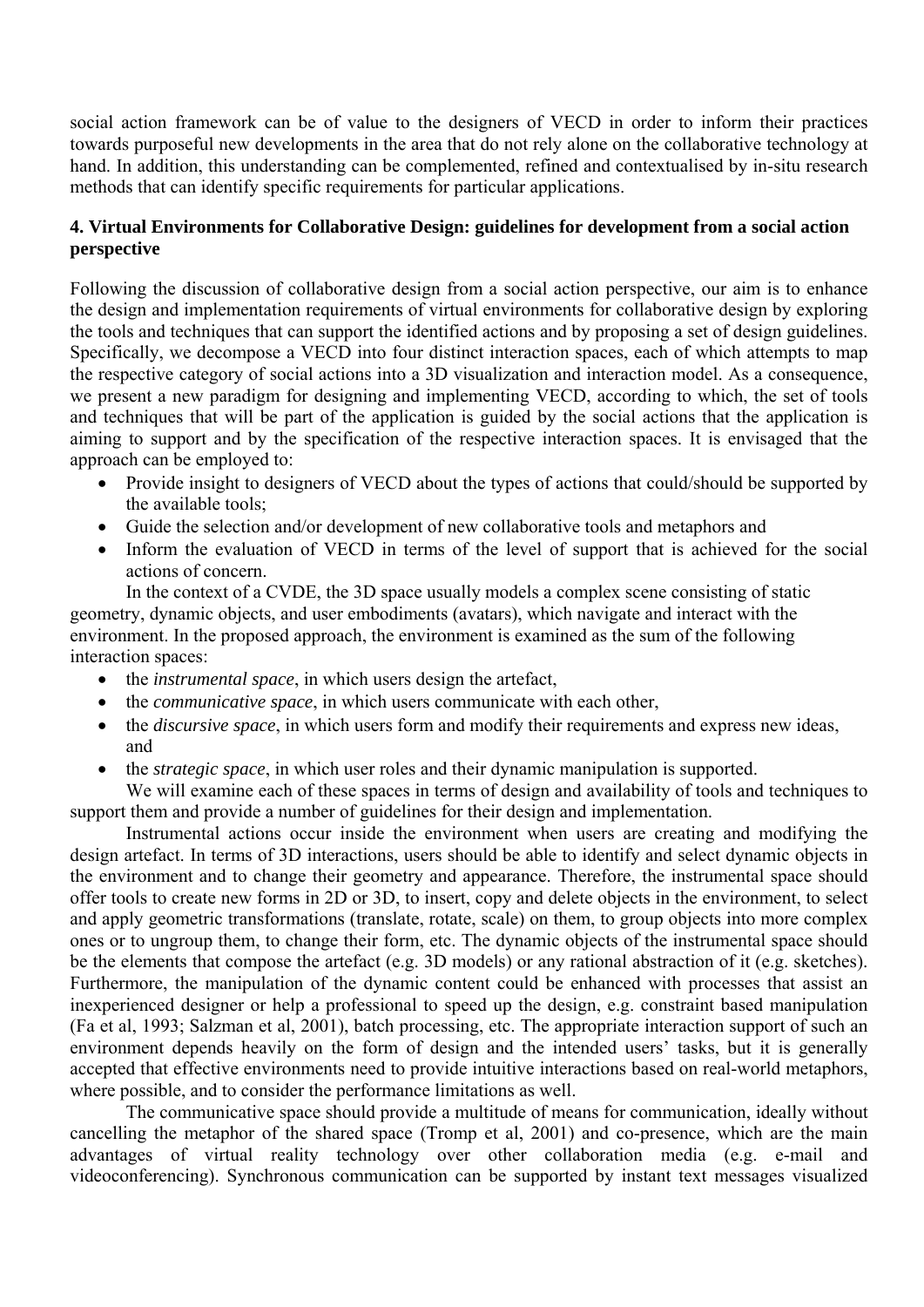social action framework can be of value to the designers of VECD in order to inform their practices towards purposeful new developments in the area that do not rely alone on the collaborative technology at hand. In addition, this understanding can be complemented, refined and contextualised by in-situ research methods that can identify specific requirements for particular applications.

## 4. Virtual Environments for Collaborative Design: guidelines for development from a social action perspective

Following the discussion of collaborative design from a social action perspective, our aim is to enhance the design and implementation requirements of virtual environments for collaborative design by exploring the tools and techniques that can support the identified actions and by proposing a set of design guidelines. Specifically, we decompose a VECD into four distinct interaction spaces, each of which attempts to map the respective category of social actions into a 3D visualization and interaction model. As a consequence, we present a new paradigm for designing and implementing VECD, according to which, the set of tools and techniques that will be part of the application is guided by the social actions that the application is aiming to support and by the specification of the respective interaction spaces. It is envisaged that the approach can be employed to:

- Provide insight to designers of VECD about the types of actions that could/should be supported by the available tools;
- Guide the selection and/or development of new collaborative tools and metaphors and
- Inform the evaluation of VECD in terms of the level of support that is achieved for the social actions of concern.

In the context of a CVDE, the 3D space usually models a complex scene consisting of static geometry, dynamic objects, and user embodiments (avatars), which navigate and interact with the environment. In the proposed approach, the environment is examined as the sum of the following interaction spaces:

- the *instrumental space*, in which users design the artefact,
- the *communicative space*, in which users communicate with each other,
- the *discursive space*, in which users form and modify their requirements and express new ideas, and
- the *strategic space*, in which user roles and their dynamic manipulation is supported.

We will examine each of these spaces in terms of design and availability of tools and techniques to support them and provide a number of guidelines for their design and implementation.

Instrumental actions occur inside the environment when users are creating and modifying the design artefact. In terms of 3D interactions, users should be able to identify and select dynamic objects in the environment and to change their geometry and appearance. Therefore, the instrumental space should offer tools to create new forms in 2D or 3D, to insert, copy and delete objects in the environment, to select and apply geometric transformations (translate, rotate, scale) on them, to group objects into more complex ones or to ungroup them, to change their form, etc. The dynamic objects of the instrumental space should be the elements that compose the artefact (e.g. 3D models) or any rational abstraction of it (e.g. sketches). Furthermore, the manipulation of the dynamic content could be enhanced with processes that assist an inexperienced designer or help a professional to speed up the design, e.g. constraint based manipulation (Fa et al, 1993; Salzman et al, 2001), batch processing, etc. The appropriate interaction support of such an environment depends heavily on the form of design and the intended users' tasks, but it is generally accepted that effective environments need to provide intuitive interactions based on real-world metaphors, where possible, and to consider the performance limitations as well.

The communicative space should provide a multitude of means for communication, ideally without cancelling the metaphor of the shared space (Tromp et al, 2001) and co-presence, which are the main advantages of virtual reality technology over other collaboration media (e.g. e-mail and videoconferencing). Synchronous communication can be supported by instant text messages visualized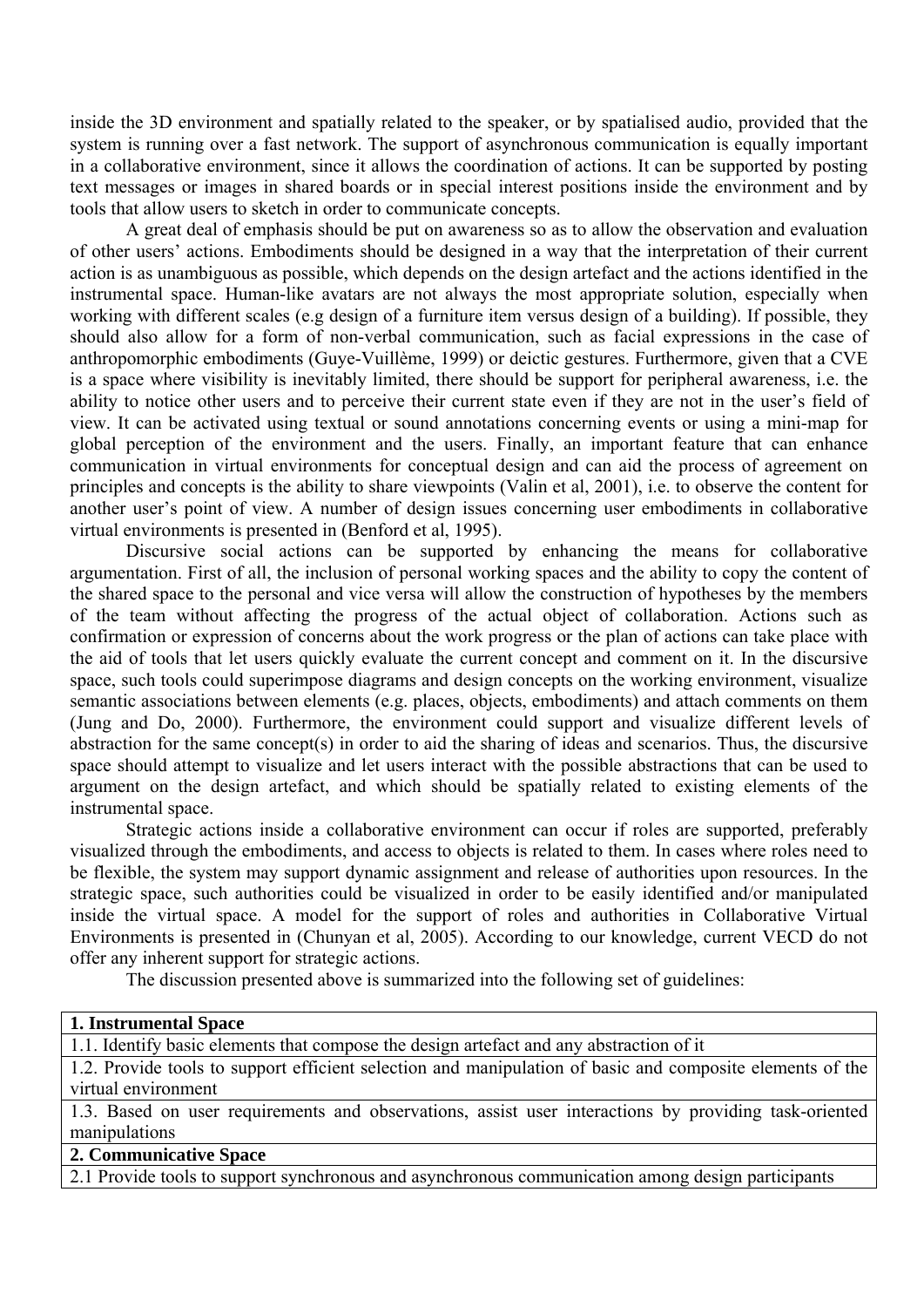inside the 3D environment and spatially related to the speaker, or by spatialised audio, provided that the system is running over a fast network. The support of asynchronous communication is equally important in a collaborative environment, since it allows the coordination of actions. It can be supported by posting text messages or images in shared boards or in special interest positions inside the environment and by tools that allow users to sketch in order to communicate concepts.

A great deal of emphasis should be put on awareness so as to allow the observation and evaluation of other users' actions. Embodiments should be designed in a way that the interpretation of their current action is as unambiguous as possible, which depends on the design artefact and the actions identified in the instrumental space. Human-like avatars are not always the most appropriate solution, especially when working with different scales (e.g design of a furniture item versus design of a building). If possible, they should also allow for a form of non-verbal communication, such as facial expressions in the case of anthropomorphic embodiments (Guye-Vuillème, 1999) or deictic gestures. Furthermore, given that a CVE is a space where visibility is inevitably limited, there should be support for peripheral awareness, i.e. the ability to notice other users and to perceive their current state even if they are not in the user's field of view. It can be activated using textual or sound annotations concerning events or using a mini-map for global perception of the environment and the users. Finally, an important feature that can enhance communication in virtual environments for conceptual design and can aid the process of agreement on principles and concepts is the ability to share viewpoints (Valin et al, 2001), i.e. to observe the content for another user's point of view. A number of design issues concerning user embodiments in collaborative virtual environments is presented in (Benford et al, 1995).

Discursive social actions can be supported by enhancing the means for collaborative argumentation. First of all, the inclusion of personal working spaces and the ability to copy the content of the shared space to the personal and vice versa will allow the construction of hypotheses by the members of the team without affecting the progress of the actual object of collaboration. Actions such as confirmation or expression of concerns about the work progress or the plan of actions can take place with the aid of tools that let users quickly evaluate the current concept and comment on it. In the discursive space, such tools could superimpose diagrams and design concepts on the working environment, visualize semantic associations between elements (e.g. places, objects, embodiments) and attach comments on them (Jung and Do, 2000). Furthermore, the environment could support and visualize different levels of abstraction for the same concept(s) in order to aid the sharing of ideas and scenarios. Thus, the discursive space should attempt to visualize and let users interact with the possible abstractions that can be used to argument on the design artefact, and which should be spatially related to existing elements of the instrumental space.

Strategic actions inside a collaborative environment can occur if roles are supported, preferably visualized through the embodiments, and access to objects is related to them. In cases where roles need to be flexible, the system may support dynamic assignment and release of authorities upon resources. In the strategic space, such authorities could be visualized in order to be easily identified and/or manipulated inside the virtual space. A model for the support of roles and authorities in Collaborative Virtual Environments is presented in (Chunyan et al, 2005). According to our knowledge, current VECD do not offer any inherent support for strategic actions.

The discussion presented above is summarized into the following set of guidelines:

| |
|---|
| **1. Instrumental Space** |
| 1.1. Identify basic elements that compose the design artefact and any abstraction of it |
| 1.2. Provide tools to support efficient selection and manipulation of basic and composite elements of the virtual environment |
| 1.3. Based on user requirements and observations, assist user interactions by providing task-oriented manipulations |
| **2. Communicative Space** |
| 2.1 Provide tools to support synchronous and asynchronous communication among design participants |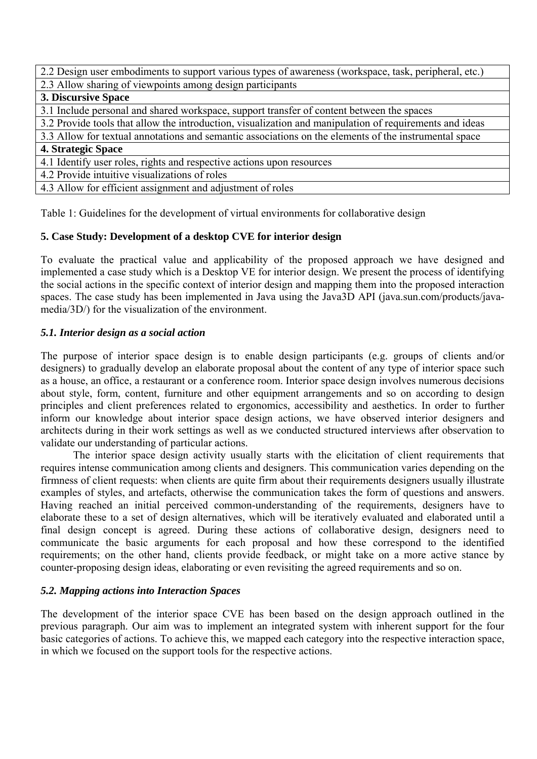| |
|---|
| 2.2 Design user embodiments to support various types of awareness (workspace, task, peripheral, etc.) |
| 2.3 Allow sharing of viewpoints among design participants |
| **3. Discursive Space** |
| 3.1 Include personal and shared workspace, support transfer of content between the spaces |
| 3.2 Provide tools that allow the introduction, visualization and manipulation of requirements and ideas |
| 3.3 Allow for textual annotations and semantic associations on the elements of the instrumental space |
| **4. Strategic Space** |
| 4.1 Identify user roles, rights and respective actions upon resources |
| 4.2 Provide intuitive visualizations of roles |
| 4.3 Allow for efficient assignment and adjustment of roles |

Table 1: Guidelines for the development of virtual environments for collaborative design

## 5. Case Study: Development of a desktop CVE for interior design

To evaluate the practical value and applicability of the proposed approach we have designed and implemented a case study which is a Desktop VE for interior design. We present the process of identifying the social actions in the specific context of interior design and mapping them into the proposed interaction spaces. The case study has been implemented in Java using the Java3D API (java.sun.com/products/java-media/3D/) for the visualization of the environment.

### *5.1. Interior design as a social action*

The purpose of interior space design is to enable design participants (e.g. groups of clients and/or designers) to gradually develop an elaborate proposal about the content of any type of interior space such as a house, an office, a restaurant or a conference room. Interior space design involves numerous decisions about style, form, content, furniture and other equipment arrangements and so on according to design principles and client preferences related to ergonomics, accessibility and aesthetics. In order to further inform our knowledge about interior space design actions, we have observed interior designers and architects during in their work settings as well as we conducted structured interviews after observation to validate our understanding of particular actions.

The interior space design activity usually starts with the elicitation of client requirements that requires intense communication among clients and designers. This communication varies depending on the firmness of client requests: when clients are quite firm about their requirements designers usually illustrate examples of styles, and artefacts, otherwise the communication takes the form of questions and answers. Having reached an initial perceived common-understanding of the requirements, designers have to elaborate these to a set of design alternatives, which will be iteratively evaluated and elaborated until a final design concept is agreed. During these actions of collaborative design, designers need to communicate the basic arguments for each proposal and how these correspond to the identified requirements; on the other hand, clients provide feedback, or might take on a more active stance by counter-proposing design ideas, elaborating or even revisiting the agreed requirements and so on.

### *5.2. Mapping actions into Interaction Spaces*

The development of the interior space CVE has been based on the design approach outlined in the previous paragraph. Our aim was to implement an integrated system with inherent support for the four basic categories of actions. To achieve this, we mapped each category into the respective interaction space, in which we focused on the support tools for the respective actions.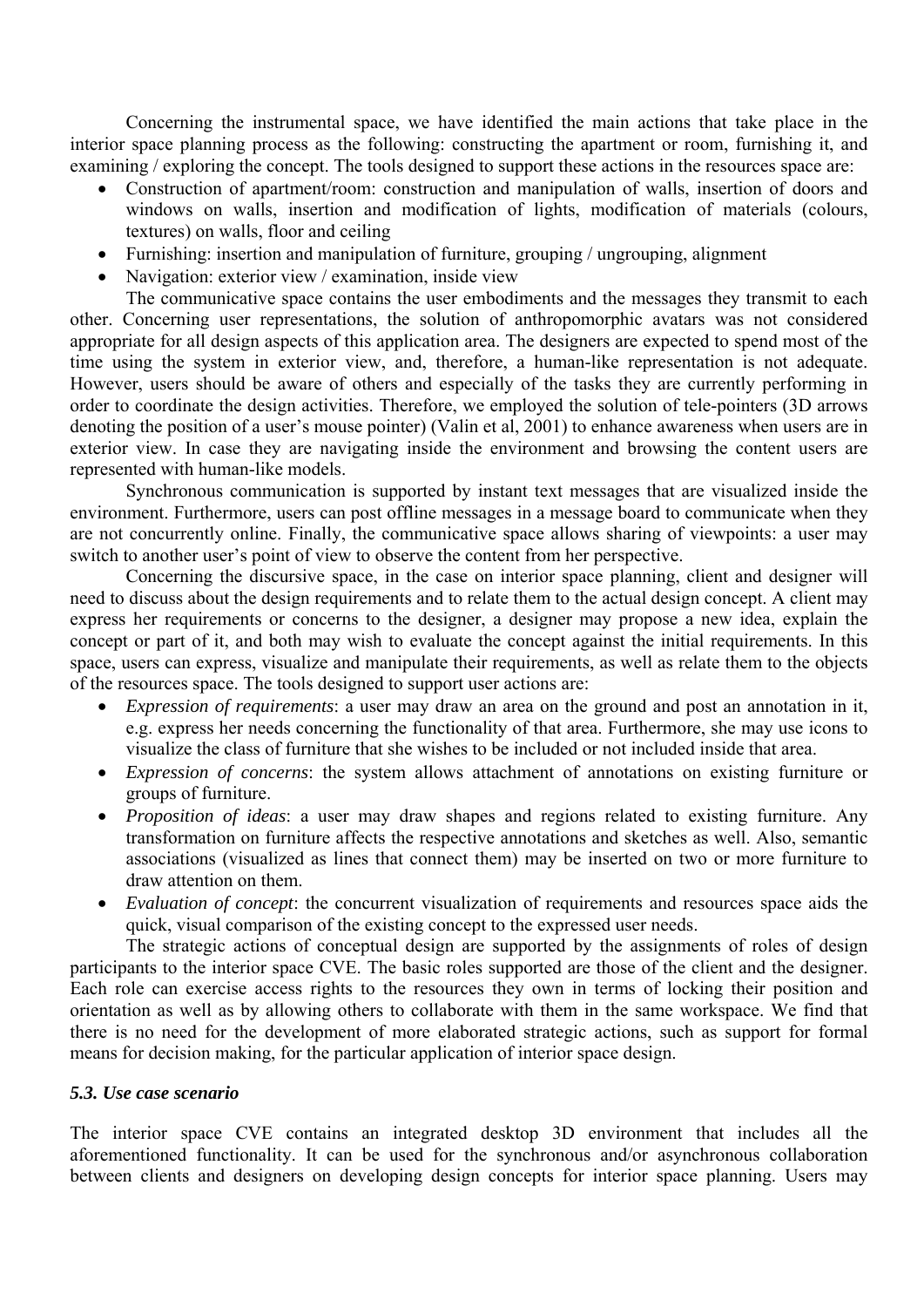Concerning the instrumental space, we have identified the main actions that take place in the interior space planning process as the following: constructing the apartment or room, furnishing it, and examining / exploring the concept. The tools designed to support these actions in the resources space are:

- Construction of apartment/room: construction and manipulation of walls, insertion of doors and windows on walls, insertion and modification of lights, modification of materials (colours, textures) on walls, floor and ceiling
- Furnishing: insertion and manipulation of furniture, grouping / ungrouping, alignment
- Navigation: exterior view / examination, inside view

The communicative space contains the user embodiments and the messages they transmit to each other. Concerning user representations, the solution of anthropomorphic avatars was not considered appropriate for all design aspects of this application area. The designers are expected to spend most of the time using the system in exterior view, and, therefore, a human-like representation is not adequate. However, users should be aware of others and especially of the tasks they are currently performing in order to coordinate the design activities. Therefore, we employed the solution of tele-pointers (3D arrows denoting the position of a user's mouse pointer) (Valin et al, 2001) to enhance awareness when users are in exterior view. In case they are navigating inside the environment and browsing the content users are represented with human-like models.

Synchronous communication is supported by instant text messages that are visualized inside the environment. Furthermore, users can post offline messages in a message board to communicate when they are not concurrently online. Finally, the communicative space allows sharing of viewpoints: a user may switch to another user's point of view to observe the content from her perspective.

Concerning the discursive space, in the case on interior space planning, client and designer will need to discuss about the design requirements and to relate them to the actual design concept. A client may express her requirements or concerns to the designer, a designer may propose a new idea, explain the concept or part of it, and both may wish to evaluate the concept against the initial requirements. In this space, users can express, visualize and manipulate their requirements, as well as relate them to the objects of the resources space. The tools designed to support user actions are:

- *Expression of requirements*: a user may draw an area on the ground and post an annotation in it, e.g. express her needs concerning the functionality of that area. Furthermore, she may use icons to visualize the class of furniture that she wishes to be included or not included inside that area.
- *Expression of concerns*: the system allows attachment of annotations on existing furniture or groups of furniture.
- *Proposition of ideas*: a user may draw shapes and regions related to existing furniture. Any transformation on furniture affects the respective annotations and sketches as well. Also, semantic associations (visualized as lines that connect them) may be inserted on two or more furniture to draw attention on them.
- *Evaluation of concept*: the concurrent visualization of requirements and resources space aids the quick, visual comparison of the existing concept to the expressed user needs.

The strategic actions of conceptual design are supported by the assignments of roles of design participants to the interior space CVE. The basic roles supported are those of the client and the designer. Each role can exercise access rights to the resources they own in terms of locking their position and orientation as well as by allowing others to collaborate with them in the same workspace. We find that there is no need for the development of more elaborated strategic actions, such as support for formal means for decision making, for the particular application of interior space design.

### *5.3. Use case scenario*

The interior space CVE contains an integrated desktop 3D environment that includes all the aforementioned functionality. It can be used for the synchronous and/or asynchronous collaboration between clients and designers on developing design concepts for interior space planning. Users may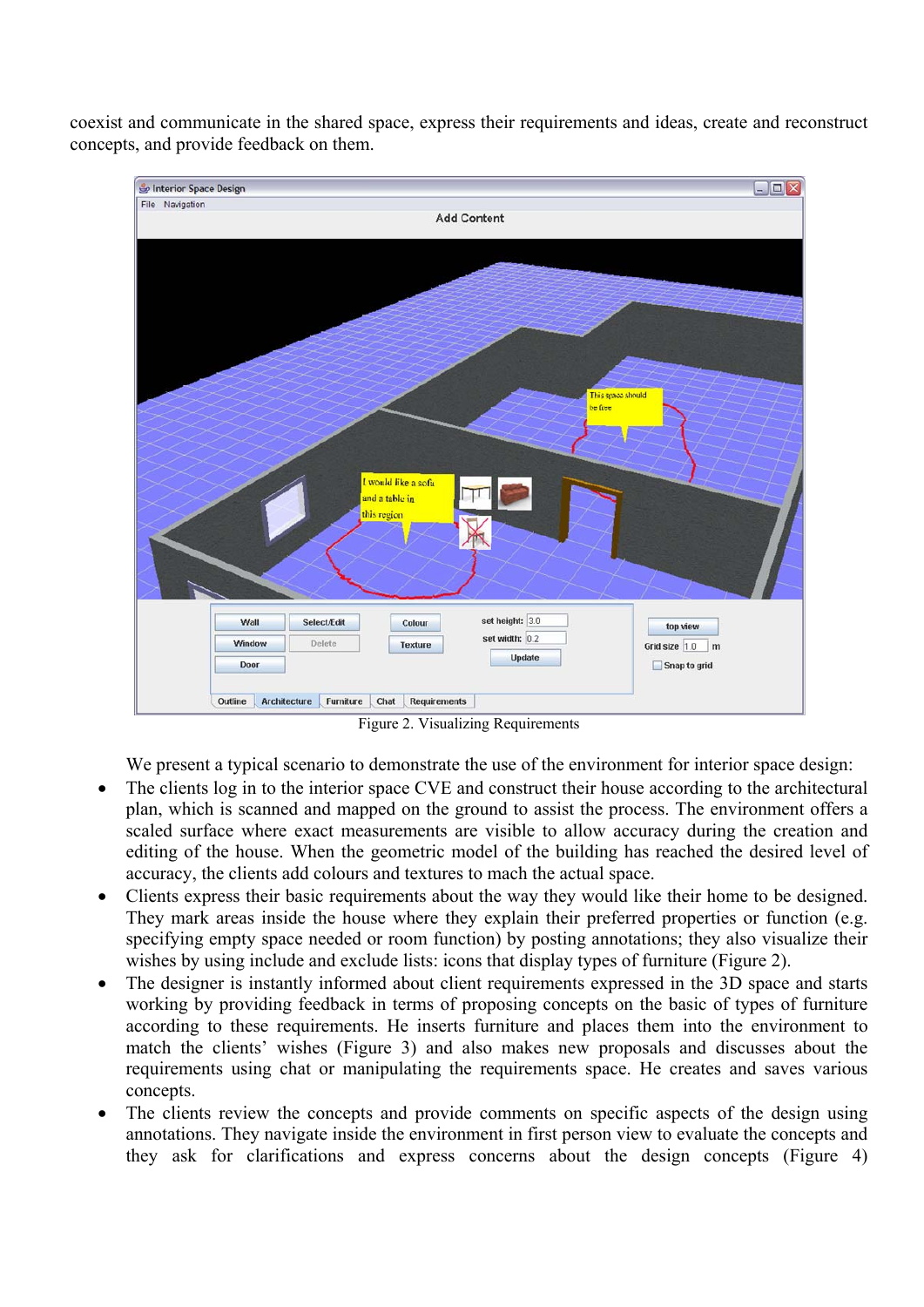coexist and communicate in the shared space, express their requirements and ideas, create and reconstruct concepts, and provide feedback on them.

Figure 2. Visualizing Requirements

We present a typical scenario to demonstrate the use of the environment for interior space design:

- The clients log in to the interior space CVE and construct their house according to the architectural plan, which is scanned and mapped on the ground to assist the process. The environment offers a scaled surface where exact measurements are visible to allow accuracy during the creation and editing of the house. When the geometric model of the building has reached the desired level of accuracy, the clients add colours and textures to mach the actual space.
- Clients express their basic requirements about the way they would like their home to be designed. They mark areas inside the house where they explain their preferred properties or function (e.g. specifying empty space needed or room function) by posting annotations; they also visualize their wishes by using include and exclude lists: icons that display types of furniture (Figure 2).
- The designer is instantly informed about client requirements expressed in the 3D space and starts working by providing feedback in terms of proposing concepts on the basic of types of furniture according to these requirements. He inserts furniture and places them into the environment to match the clients' wishes (Figure 3) and also makes new proposals and discusses about the requirements using chat or manipulating the requirements space. He creates and saves various concepts.
- The clients review the concepts and provide comments on specific aspects of the design using annotations. They navigate inside the environment in first person view to evaluate the concepts and they ask for clarifications and express concerns about the design concepts (Figure 4)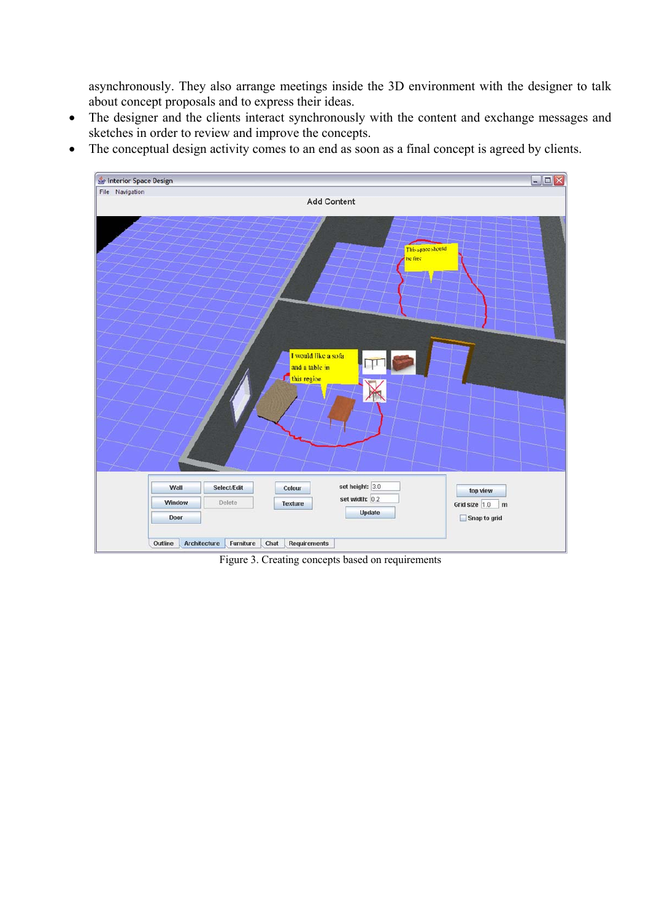asynchronously. They also arrange meetings inside the 3D environment with the designer to talk about concept proposals and to express their ideas.

- The designer and the clients interact synchronously with the content and exchange messages and sketches in order to review and improve the concepts.
- The conceptual design activity comes to an end as soon as a final concept is agreed by clients.

Figure 3. Creating concepts based on requirements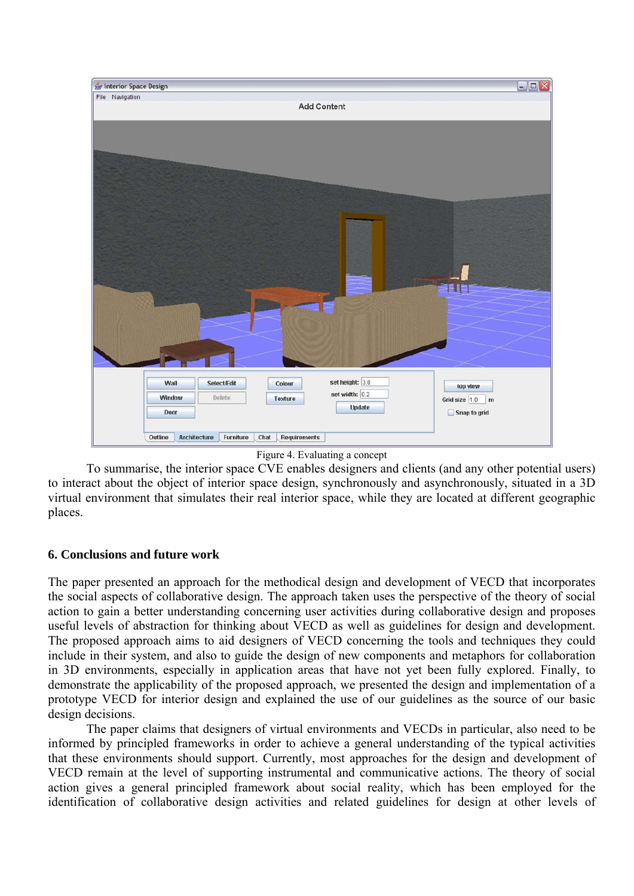Figure 4. Evaluating a concept

To summarise, the interior space CVE enables designers and clients (and any other potential users) to interact about the object of interior space design, synchronously and asynchronously, situated in a 3D virtual environment that simulates their real interior space, while they are located at different geographic places.

## 6. Conclusions and future work

The paper presented an approach for the methodical design and development of VECD that incorporates the social aspects of collaborative design. The approach taken uses the perspective of the theory of social action to gain a better understanding concerning user activities during collaborative design and proposes useful levels of abstraction for thinking about VECD as well as guidelines for design and development. The proposed approach aims to aid designers of VECD concerning the tools and techniques they could include in their system, and also to guide the design of new components and metaphors for collaboration in 3D environments, especially in application areas that have not yet been fully explored. Finally, to demonstrate the applicability of the proposed approach, we presented the design and implementation of a prototype VECD for interior design and explained the use of our guidelines as the source of our basic design decisions.

The paper claims that designers of virtual environments and VECDs in particular, also need to be informed by principled frameworks in order to achieve a general understanding of the typical activities that these environments should support. Currently, most approaches for the design and development of VECD remain at the level of supporting instrumental and communicative actions. The theory of social action gives a general principled framework about social reality, which has been employed for the identification of collaborative design activities and related guidelines for design at other levels of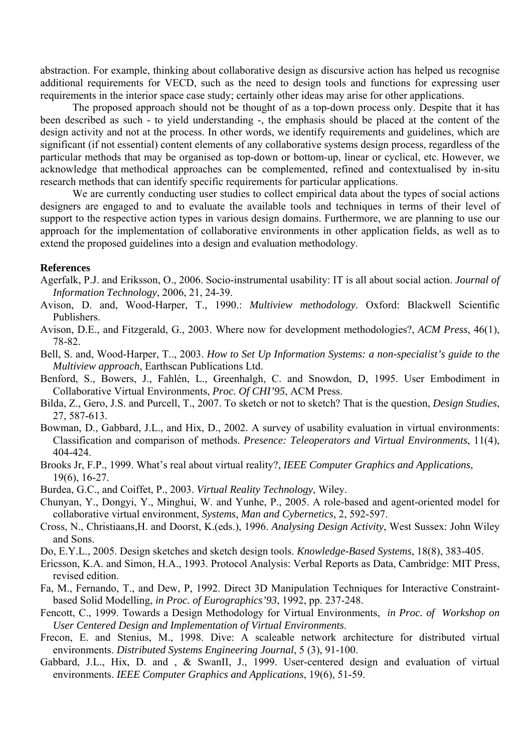abstraction. For example, thinking about collaborative design as discursive action has helped us recognise additional requirements for VECD, such as the need to design tools and functions for expressing user requirements in the interior space case study; certainly other ideas may arise for other applications.

The proposed approach should not be thought of as a top-down process only. Despite that it has been described as such - to yield understanding -, the emphasis should be placed at the content of the design activity and not at the process. In other words, we identify requirements and guidelines, which are significant (if not essential) content elements of any collaborative systems design process, regardless of the particular methods that may be organised as top-down or bottom-up, linear or cyclical, etc. However, we acknowledge that methodical approaches can be complemented, refined and contextualised by in-situ research methods that can identify specific requirements for particular applications.

We are currently conducting user studies to collect empirical data about the types of social actions designers are engaged to and to evaluate the available tools and techniques in terms of their level of support to the respective action types in various design domains. Furthermore, we are planning to use our approach for the implementation of collaborative environments in other application fields, as well as to extend the proposed guidelines into a design and evaluation methodology.

**References**

Agerfalk, P.J. and Eriksson, O., 2006. Socio-instrumental usability: IT is all about social action. *Journal of Information Technology*, 2006, 21, 24-39.

Avison, D. and, Wood-Harper, T., 1990.: *Multiview methodology*. Oxford: Blackwell Scientific Publishers.

Avison, D.E., and Fitzgerald, G., 2003. Where now for development methodologies?, *ACM Press*, 46(1), 78-82.

Bell, S. and, Wood-Harper, T.., 2003. *How to Set Up Information Systems: a non-specialist's guide to the Multiview approach*, Earthscan Publications Ltd.

Benford, S., Bowers, J., Fahlén, L., Greenhalgh, C. and Snowdon, D, 1995. User Embodiment in Collaborative Virtual Environments, *Proc. Of CHI'95*, ACM Press.

Bilda, Z., Gero, J.S. and Purcell, T., 2007. To sketch or not to sketch? That is the question, *Design Studies*, 27, 587-613.

Bowman, D., Gabbard, J.L., and Hix, D., 2002. A survey of usability evaluation in virtual environments: Classification and comparison of methods. *Presence: Teleoperators and Virtual Environments*, 11(4), 404-424.

Brooks Jr, F.P., 1999. What's real about virtual reality?, *IEEE Computer Graphics and Applications*, 19(6), 16-27.

Burdea, G.C., and Coiffet, P., 2003. *Virtual Reality Technology*, Wiley.

Chunyan, Y., Dongyi, Y., Minghui, W. and Yunhe, P., 2005. A role-based and agent-oriented model for collaborative virtual environment, *Systems, Man and Cybernetics*, 2, 592-597.

Cross, N., Christiaans,H. and Doorst, K.(eds.), 1996. *Analysing Design Activity*, West Sussex: John Wiley and Sons.

Do, E.Y.L., 2005. Design sketches and sketch design tools. *Knowledge-Based Systems*, 18(8), 383-405.

Ericsson, K.A. and Simon, H.A., 1993. Protocol Analysis: Verbal Reports as Data, Cambridge: MIT Press, revised edition.

Fa, M., Fernando, T., and Dew, P, 1992. Direct 3D Manipulation Techniques for Interactive Constraint-based Solid Modelling, *in Proc. of Eurographics'93*, 1992, pp. 237-248.

Fencott, C., 1999. Towards a Design Methodology for Virtual Environments, *in Proc. of Workshop on User Centered Design and Implementation of Virtual Environments*.

Frecon, E. and Stenius, M., 1998. Dive: A scaleable network architecture for distributed virtual environments. *Distributed Systems Engineering Journal*, 5 (3), 91-100.

Gabbard, J.L., Hix, D. and , & SwanII, J., 1999. User-centered design and evaluation of virtual environments. *IEEE Computer Graphics and Applications*, 19(6), 51-59.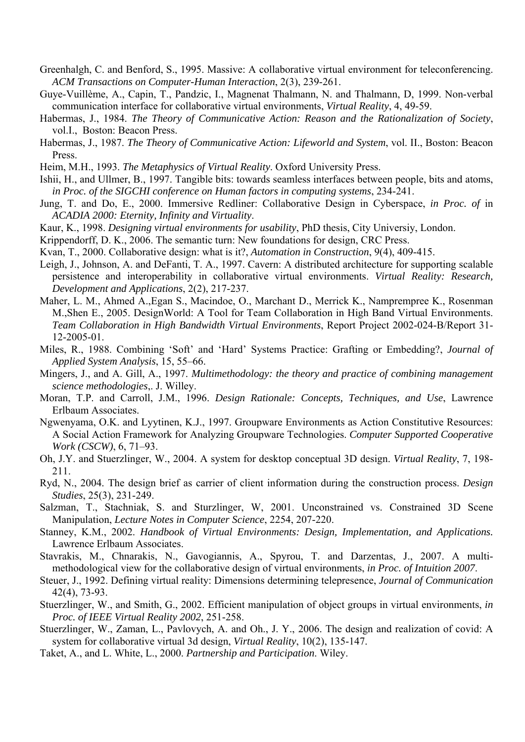Greenhalgh, C. and Benford, S., 1995. Massive: A collaborative virtual environment for teleconferencing. *ACM Transactions on Computer-Human Interaction*, 2(3), 239-261.

Guye-Vuillème, A., Capin, T., Pandzic, I., Magnenat Thalmann, N. and Thalmann, D, 1999. Non-verbal communication interface for collaborative virtual environments, *Virtual Reality*, 4, 49-59.

Habermas, J., 1984. *The Theory of Communicative Action: Reason and the Rationalization of Society*, vol.I., Boston: Beacon Press.

Habermas, J., 1987. *The Theory of Communicative Action: Lifeworld and System*, vol. II., Boston: Beacon Press.

Heim, M.H., 1993. *The Metaphysics of Virtual Reality*. Oxford University Press.

Ishii, H., and Ullmer, B., 1997. Tangible bits: towards seamless interfaces between people, bits and atoms, *in Proc. of the SIGCHI conference on Human factors in computing systems*, 234-241.

Jung, T. and Do, E., 2000. Immersive Redliner: Collaborative Design in Cyberspace, *in Proc. of* in *ACADIA 2000: Eternity, Infinity and Virtuality*.

Kaur, K., 1998. *Designing virtual environments for usability*, PhD thesis, City Universiy, London.

Krippendorff, D. K., 2006. The semantic turn: New foundations for design, CRC Press.

Kvan, T., 2000. Collaborative design: what is it?, *Automation in Construction*, 9(4), 409-415.

Leigh, J., Johnson, A. and DeFanti, T. A., 1997. Cavern: A distributed architecture for supporting scalable persistence and interoperability in collaborative virtual environments. *Virtual Reality: Research, Development and Applications*, 2(2), 217-237.

Maher, L. M., Ahmed A.,Egan S., Macindoe, O., Marchant D., Merrick K., Namprempree K., Rosenman M.,Shen E., 2005. DesignWorld: A Tool for Team Collaboration in High Band Virtual Environments. *Team Collaboration in High Bandwidth Virtual Environments*, Report Project 2002-024-B/Report 31-12-2005-01.

Miles, R., 1988. Combining 'Soft' and 'Hard' Systems Practice: Grafting or Embedding?, *Journal of Applied System Analysis*, 15, 55–66.

Mingers, J., and A. Gill, A., 1997. *Multimethodology: the theory and practice of combining management science methodologies*,. J. Willey.

Moran, T.P. and Carroll, J.M., 1996. *Design Rationale: Concepts, Techniques, and Use*, Lawrence Erlbaum Associates.

Ngwenyama, O.K. and Lyytinen, K.J., 1997. Groupware Environments as Action Constitutive Resources: A Social Action Framework for Analyzing Groupware Technologies. *Computer Supported Cooperative Work (CSCW)*, 6, 71–93.

Oh, J.Y. and Stuerzlinger, W., 2004. A system for desktop conceptual 3D design. *Virtual Reality*, 7, 198-211.

Ryd, N., 2004. The design brief as carrier of client information during the construction process. *Design Studies*, 25(3), 231-249.

Salzman, T., Stachniak, S. and Sturzlinger, W, 2001. Unconstrained vs. Constrained 3D Scene Manipulation, *Lecture Notes in Computer Science*, 2254, 207-220.

Stanney, K.M., 2002. *Handbook of Virtual Environments: Design, Implementation, and Applications.* Lawrence Erlbaum Associates.

Stavrakis, M., Chnarakis, N., Gavogiannis, A., Spyrou, T. and Darzentas, J., 2007. A multi-methodological view for the collaborative design of virtual environments, *in Proc. of Intuition 2007*.

Steuer, J., 1992. Defining virtual reality: Dimensions determining telepresence, *Journal of Communication* 42(4), 73-93.

Stuerzlinger, W., and Smith, G., 2002. Efficient manipulation of object groups in virtual environments, *in Proc. of IEEE Virtual Reality 2002*, 251-258.

Stuerzlinger, W., Zaman, L., Pavlovych, A. and Oh., J. Y., 2006. The design and realization of covid: A system for collaborative virtual 3d design, *Virtual Reality*, 10(2), 135-147.

Taket, A., and L. White, L., 2000. *Partnership and Participation*. Wiley.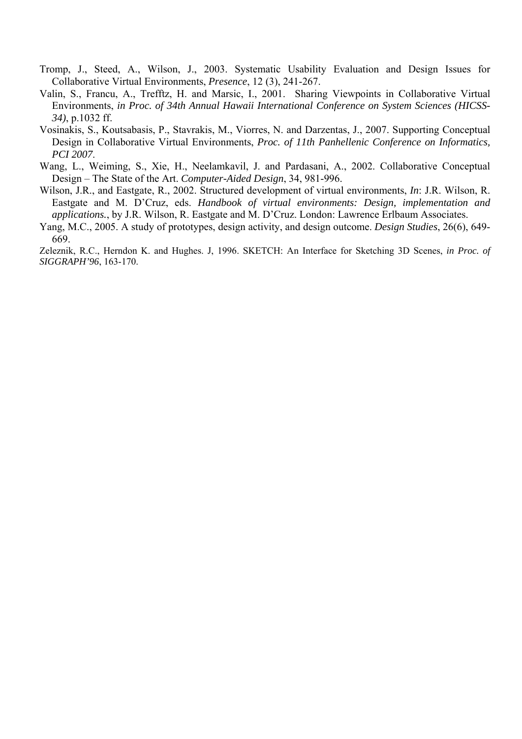Tromp, J., Steed, A., Wilson, J., 2003. Systematic Usability Evaluation and Design Issues for Collaborative Virtual Environments, *Presence*, 12 (3), 241-267.

Valin, S., Francu, A., Trefftz, H. and Marsic, I., 2001. Sharing Viewpoints in Collaborative Virtual Environments, *in Proc. of 34th Annual Hawaii International Conference on System Sciences (HICSS-34)*, p.1032 ff.

Vosinakis, S., Koutsabasis, P., Stavrakis, M., Viorres, N. and Darzentas, J., 2007. Supporting Conceptual Design in Collaborative Virtual Environments, *Proc. of 11th Panhellenic Conference on Informatics, PCI 2007*.

Wang, L., Weiming, S., Xie, H., Neelamkavil, J. and Pardasani, A., 2002. Collaborative Conceptual Design – The State of the Art. *Computer-Aided Design*, 34, 981-996.

Wilson, J.R., and Eastgate, R., 2002. Structured development of virtual environments, *In*: J.R. Wilson, R. Eastgate and M. D'Cruz, eds. *Handbook of virtual environments: Design, implementation and applications.*, by J.R. Wilson, R. Eastgate and M. D'Cruz. London: Lawrence Erlbaum Associates.

Yang, M.C., 2005. A study of prototypes, design activity, and design outcome. *Design Studies*, 26(6), 649-669.

Zeleznik, R.C., Herndon K. and Hughes. J, 1996. SKETCH: An Interface for Sketching 3D Scenes, *in Proc. of SIGGRAPH'96*, 163-170.